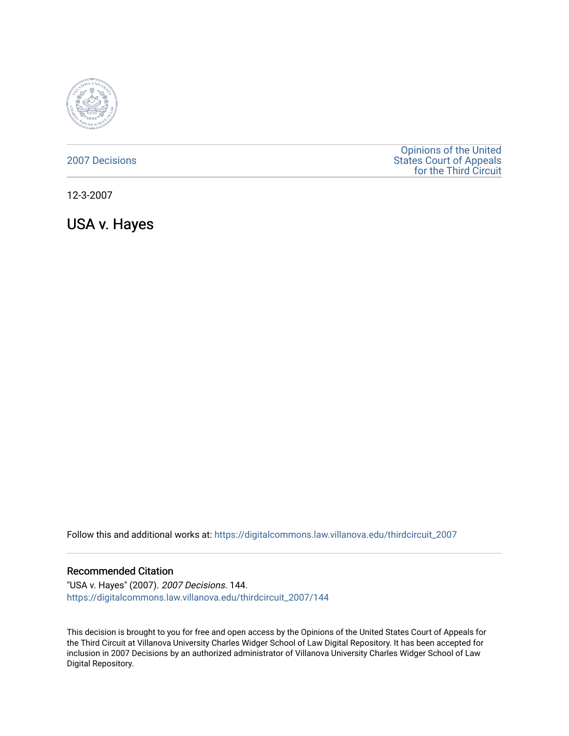2007 Decisions

Opinions of the United States Court of Appeals for the Third Circuit

12-3-2007

# USA v. Hayes

Follow this and additional works at: https://digitalcommons.law.villanova.edu/thirdcircuit_2007

## Recommended Citation

"USA v. Hayes" (2007). *2007 Decisions*. 144.
https://digitalcommons.law.villanova.edu/thirdcircuit_2007/144

This decision is brought to you for free and open access by the Opinions of the United States Court of Appeals for the Third Circuit at Villanova University Charles Widger School of Law Digital Repository. It has been accepted for inclusion in 2007 Decisions by an authorized administrator of Villanova University Charles Widger School of Law Digital Repository.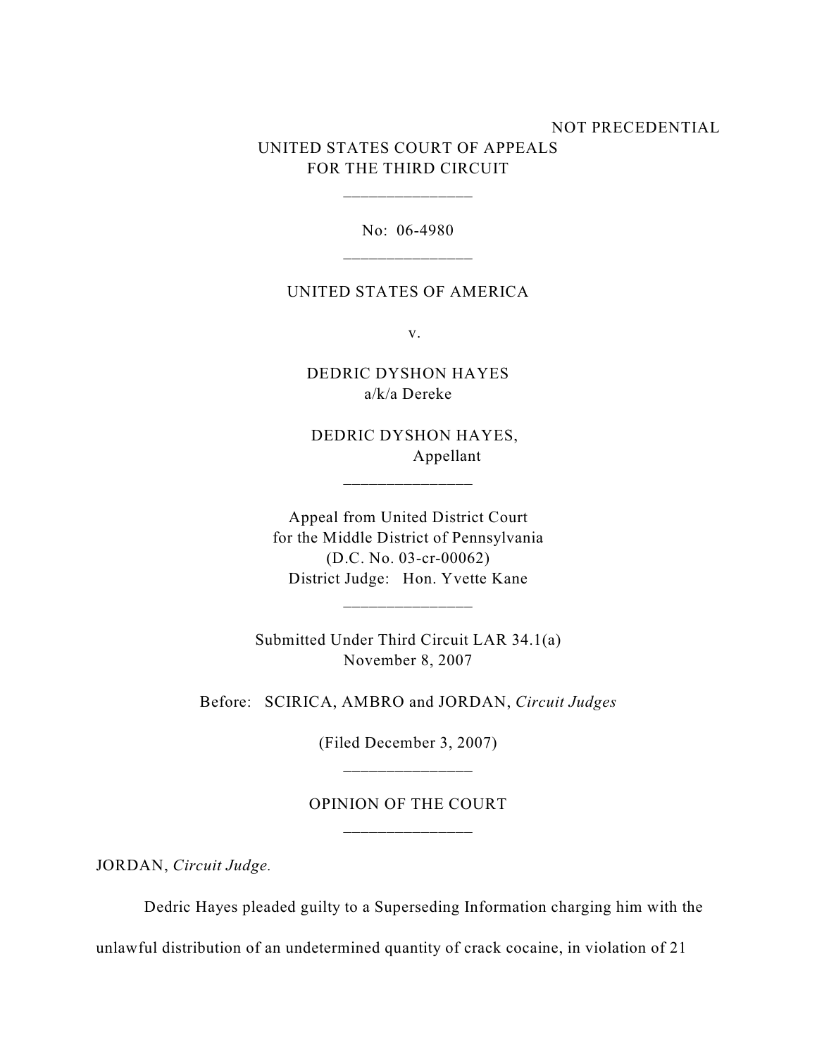NOT PRECEDENTIAL

UNITED STATES COURT OF APPEALS
FOR THE THIRD CIRCUIT

\_\_\_\_\_\_\_\_\_\_\_\_\_\_\_

No: 06-4980

\_\_\_\_\_\_\_\_\_\_\_\_\_\_\_

UNITED STATES OF AMERICA

v.

DEDRIC DYSHON HAYES
a/k/a Dereke

DEDRIC DYSHON HAYES,
Appellant

\_\_\_\_\_\_\_\_\_\_\_\_\_\_\_

Appeal from United District Court
for the Middle District of Pennsylvania
(D.C. No. 03-cr-00062)
District Judge: Hon. Yvette Kane

\_\_\_\_\_\_\_\_\_\_\_\_\_\_\_

Submitted Under Third Circuit LAR 34.1(a)
November 8, 2007

Before: SCIRICA, AMBRO and JORDAN, *Circuit Judges*

(Filed December 3, 2007)

\_\_\_\_\_\_\_\_\_\_\_\_\_\_\_

OPINION OF THE COURT

\_\_\_\_\_\_\_\_\_\_\_\_\_\_\_

JORDAN, *Circuit Judge.*

Dedric Hayes pleaded guilty to a Superseding Information charging him with the unlawful distribution of an undetermined quantity of crack cocaine, in violation of 21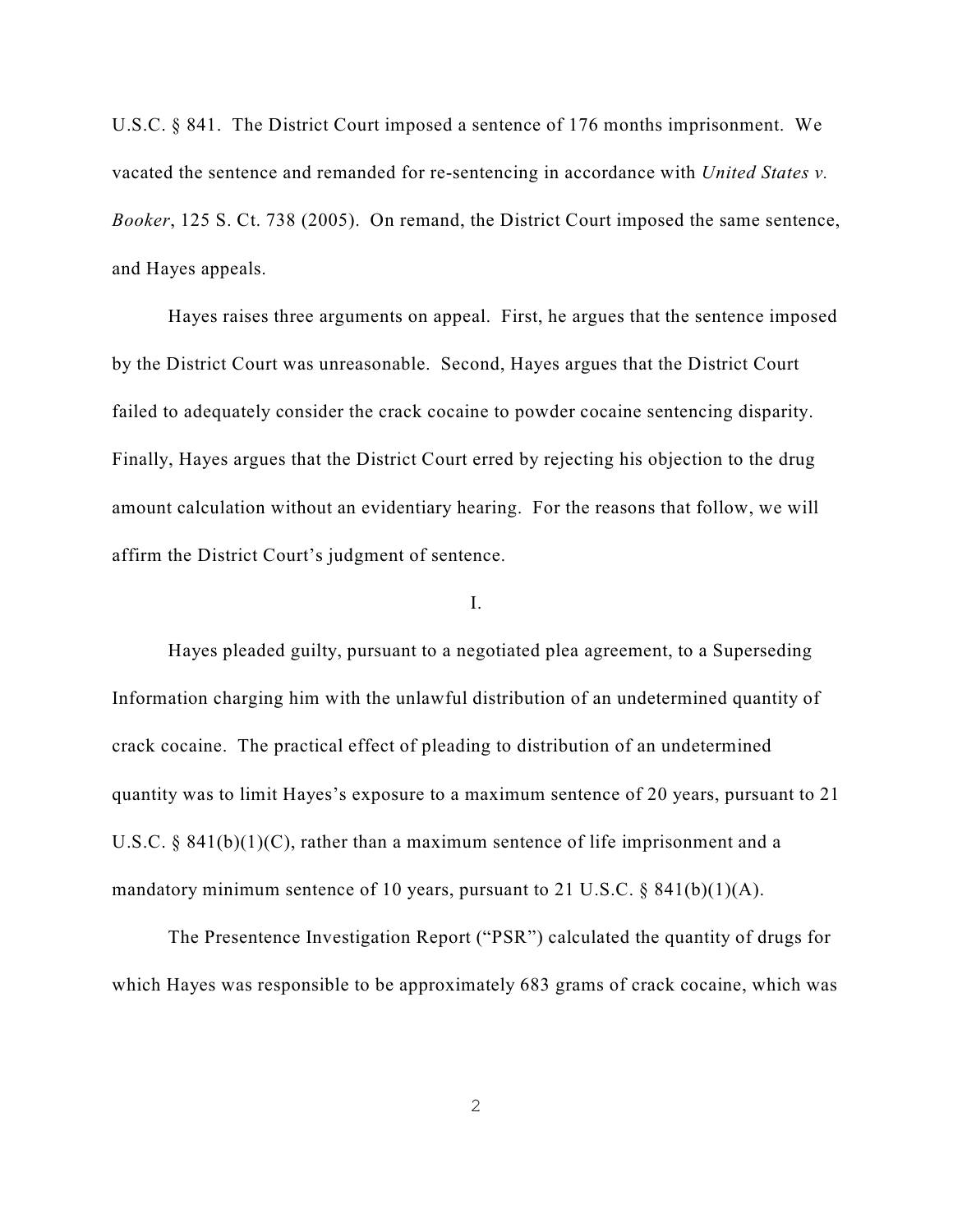U.S.C. § 841. The District Court imposed a sentence of 176 months imprisonment. We vacated the sentence and remanded for re-sentencing in accordance with *United States v. Booker*, 125 S. Ct. 738 (2005). On remand, the District Court imposed the same sentence, and Hayes appeals.

Hayes raises three arguments on appeal. First, he argues that the sentence imposed by the District Court was unreasonable. Second, Hayes argues that the District Court failed to adequately consider the crack cocaine to powder cocaine sentencing disparity. Finally, Hayes argues that the District Court erred by rejecting his objection to the drug amount calculation without an evidentiary hearing. For the reasons that follow, we will affirm the District Court's judgment of sentence.

I.

Hayes pleaded guilty, pursuant to a negotiated plea agreement, to a Superseding Information charging him with the unlawful distribution of an undetermined quantity of crack cocaine. The practical effect of pleading to distribution of an undetermined quantity was to limit Hayes's exposure to a maximum sentence of 20 years, pursuant to 21 U.S.C. § 841(b)(1)(C), rather than a maximum sentence of life imprisonment and a mandatory minimum sentence of 10 years, pursuant to 21 U.S.C. § 841(b)(1)(A).

The Presentence Investigation Report ("PSR") calculated the quantity of drugs for which Hayes was responsible to be approximately 683 grams of crack cocaine, which was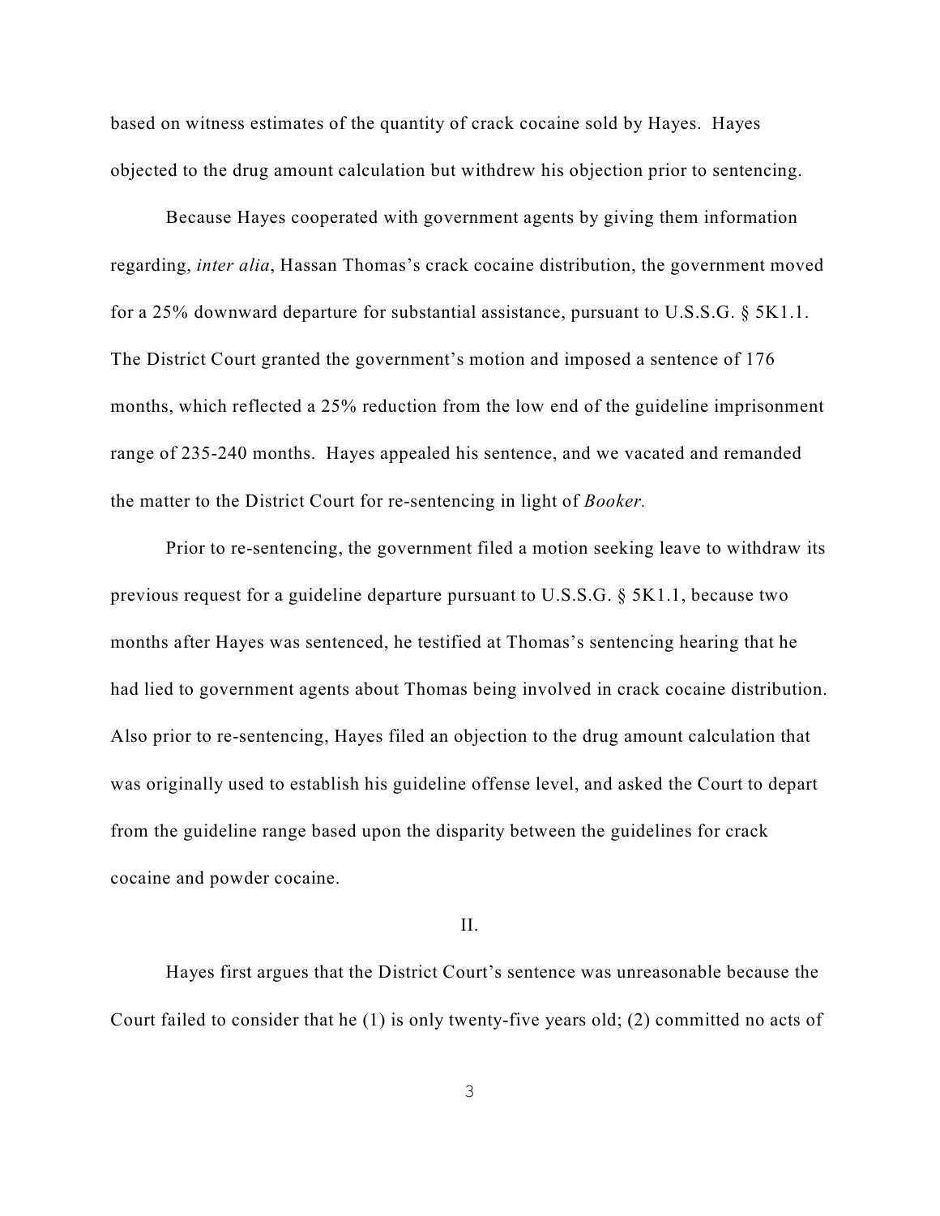based on witness estimates of the quantity of crack cocaine sold by Hayes. Hayes objected to the drug amount calculation but withdrew his objection prior to sentencing.

Because Hayes cooperated with government agents by giving them information regarding, *inter alia*, Hassan Thomas's crack cocaine distribution, the government moved for a 25% downward departure for substantial assistance, pursuant to U.S.S.G. § 5K1.1. The District Court granted the government's motion and imposed a sentence of 176 months, which reflected a 25% reduction from the low end of the guideline imprisonment range of 235-240 months. Hayes appealed his sentence, and we vacated and remanded the matter to the District Court for re-sentencing in light of *Booker.*

Prior to re-sentencing, the government filed a motion seeking leave to withdraw its previous request for a guideline departure pursuant to U.S.S.G. § 5K1.1, because two months after Hayes was sentenced, he testified at Thomas's sentencing hearing that he had lied to government agents about Thomas being involved in crack cocaine distribution. Also prior to re-sentencing, Hayes filed an objection to the drug amount calculation that was originally used to establish his guideline offense level, and asked the Court to depart from the guideline range based upon the disparity between the guidelines for crack cocaine and powder cocaine.

## II.

Hayes first argues that the District Court's sentence was unreasonable because the Court failed to consider that he (1) is only twenty-five years old; (2) committed no acts of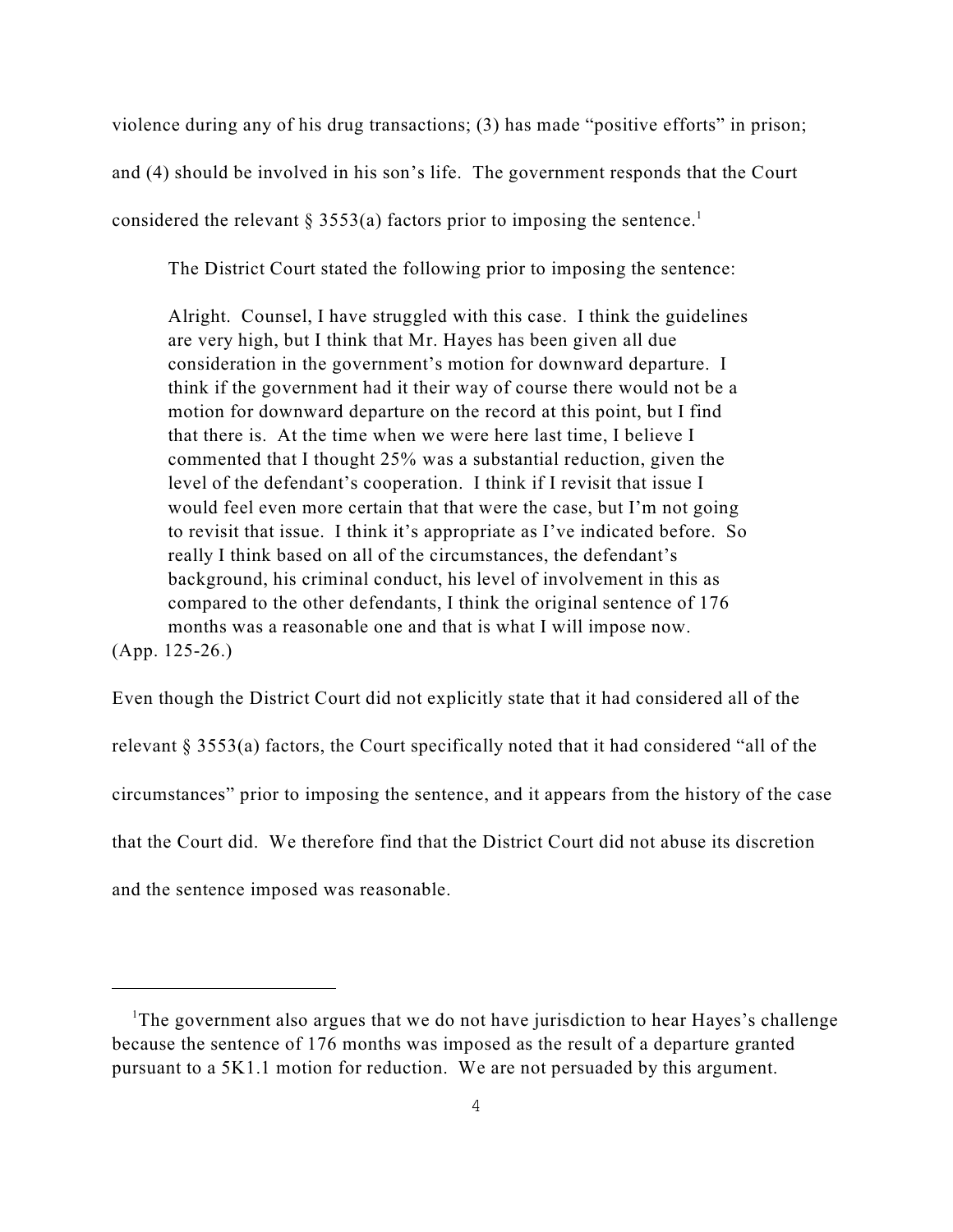violence during any of his drug transactions; (3) has made "positive efforts" in prison; and (4) should be involved in his son's life. The government responds that the Court considered the relevant § 3553(a) factors prior to imposing the sentence.[1]

The District Court stated the following prior to imposing the sentence:

> Alright. Counsel, I have struggled with this case. I think the guidelines are very high, but I think that Mr. Hayes has been given all due consideration in the government's motion for downward departure. I think if the government had it their way of course there would not be a motion for downward departure on the record at this point, but I find that there is. At the time when we were here last time, I believe I commented that I thought 25% was a substantial reduction, given the level of the defendant's cooperation. I think if I revisit that issue I would feel even more certain that that were the case, but I'm not going to revisit that issue. I think it's appropriate as I've indicated before. So really I think based on all of the circumstances, the defendant's background, his criminal conduct, his level of involvement in this as compared to the other defendants, I think the original sentence of 176 months was a reasonable one and that is what I will impose now.

(App. 125-26.)

Even though the District Court did not explicitly state that it had considered all of the relevant § 3553(a) factors, the Court specifically noted that it had considered "all of the circumstances" prior to imposing the sentence, and it appears from the history of the case that the Court did. We therefore find that the District Court did not abuse its discretion and the sentence imposed was reasonable.

---

[1] The government also argues that we do not have jurisdiction to hear Hayes's challenge because the sentence of 176 months was imposed as the result of a departure granted pursuant to a 5K1.1 motion for reduction. We are not persuaded by this argument.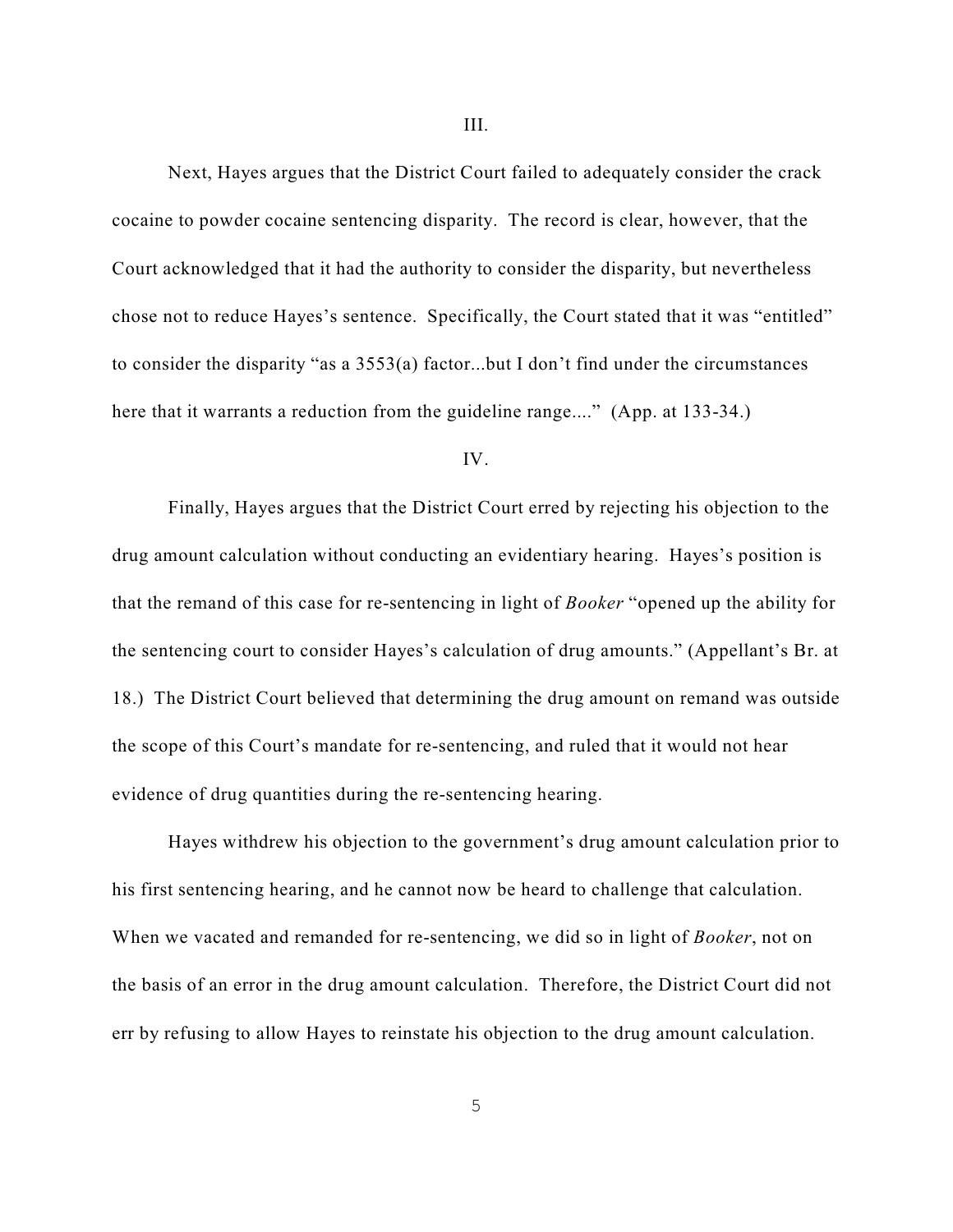III.

Next, Hayes argues that the District Court failed to adequately consider the crack cocaine to powder cocaine sentencing disparity. The record is clear, however, that the Court acknowledged that it had the authority to consider the disparity, but nevertheless chose not to reduce Hayes's sentence. Specifically, the Court stated that it was "entitled" to consider the disparity "as a 3553(a) factor...but I don't find under the circumstances here that it warrants a reduction from the guideline range...." (App. at 133-34.)

IV.

Finally, Hayes argues that the District Court erred by rejecting his objection to the drug amount calculation without conducting an evidentiary hearing. Hayes's position is that the remand of this case for re-sentencing in light of *Booker* "opened up the ability for the sentencing court to consider Hayes's calculation of drug amounts." (Appellant's Br. at 18.) The District Court believed that determining the drug amount on remand was outside the scope of this Court's mandate for re-sentencing, and ruled that it would not hear evidence of drug quantities during the re-sentencing hearing.

Hayes withdrew his objection to the government's drug amount calculation prior to his first sentencing hearing, and he cannot now be heard to challenge that calculation. When we vacated and remanded for re-sentencing, we did so in light of *Booker*, not on the basis of an error in the drug amount calculation. Therefore, the District Court did not err by refusing to allow Hayes to reinstate his objection to the drug amount calculation.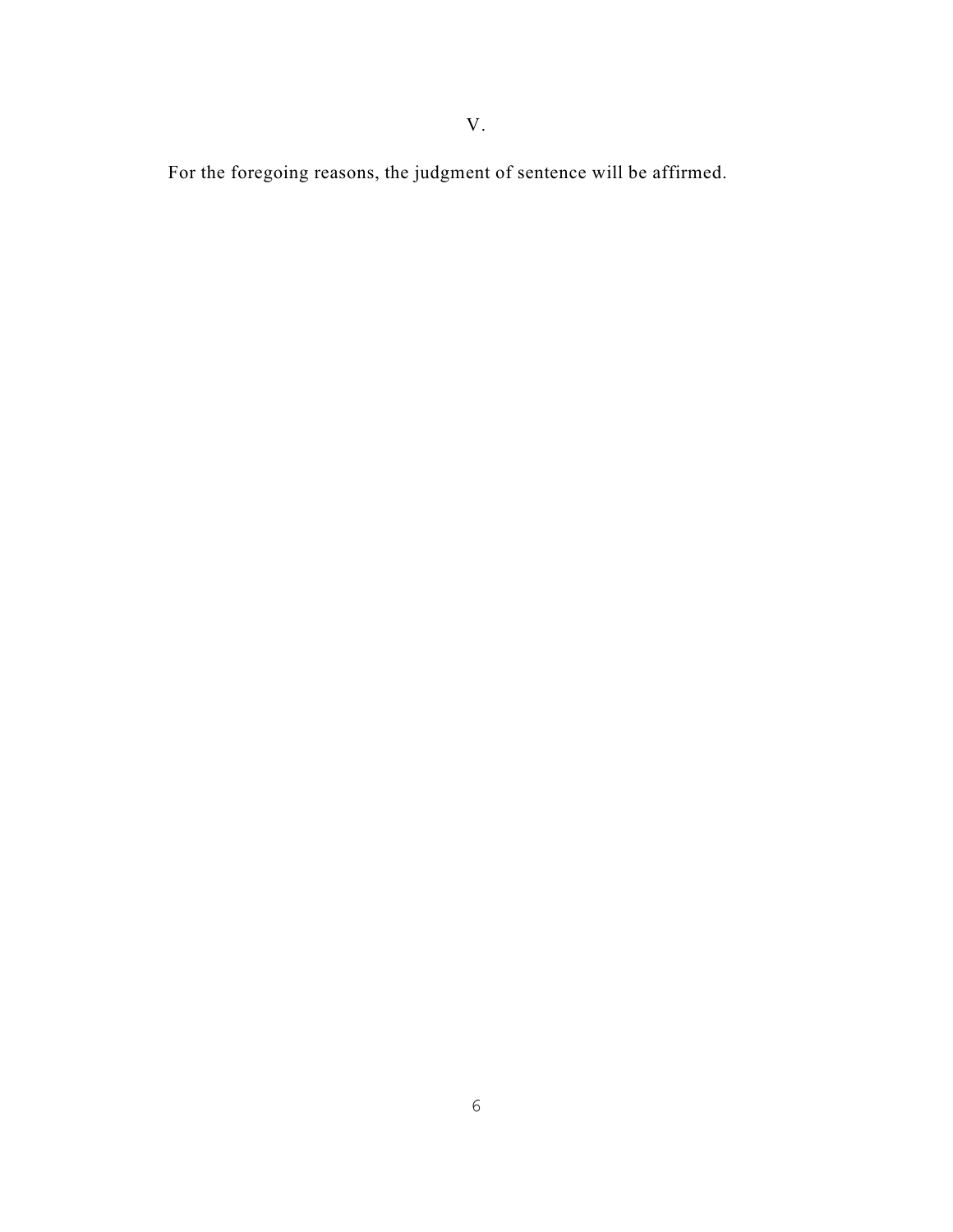## V.

For the foregoing reasons, the judgment of sentence will be affirmed.